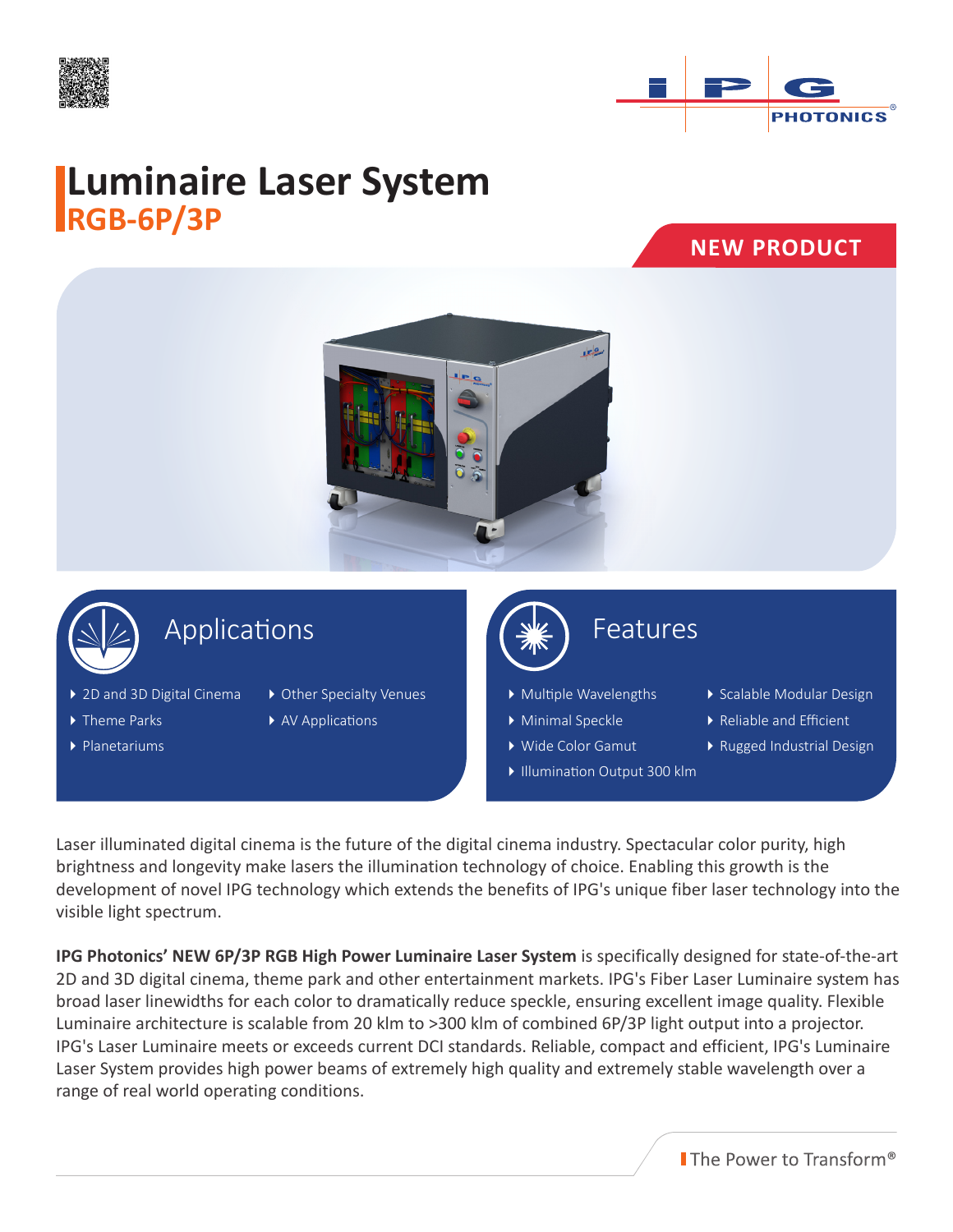# Luminaire Laser System

## RGB-6P/3P

NEW PRODUCT

## Applications

- 2D and 3D Digital Cinema
- Theme Parks
- Planetariums
- Other Specialty Venues
- AV Applications

## Features

- Multiple Wavelengths
- Minimal Speckle
- Wide Color Gamut
- Illumination Output 300 klm
- Scalable Modular Design
- Reliable and Efficient
- Rugged Industrial Design

Laser illuminated digital cinema is the future of the digital cinema industry. Spectacular color purity, high brightness and longevity make lasers the illumination technology of choice. Enabling this growth is the development of novel IPG technology which extends the benefits of IPG's unique fiber laser technology into the visible light spectrum.

**IPG Photonics' NEW 6P/3P RGB High Power Luminaire Laser System** is specifically designed for state-of-the-art 2D and 3D digital cinema, theme park and other entertainment markets. IPG's Fiber Laser Luminaire system has broad laser linewidths for each color to dramatically reduce speckle, ensuring excellent image quality. Flexible Luminaire architecture is scalable from 20 klm to >300 klm of combined 6P/3P light output into a projector. IPG's Laser Luminaire meets or exceeds current DCI standards. Reliable, compact and efficient, IPG's Luminaire Laser System provides high power beams of extremely high quality and extremely stable wavelength over a range of real world operating conditions.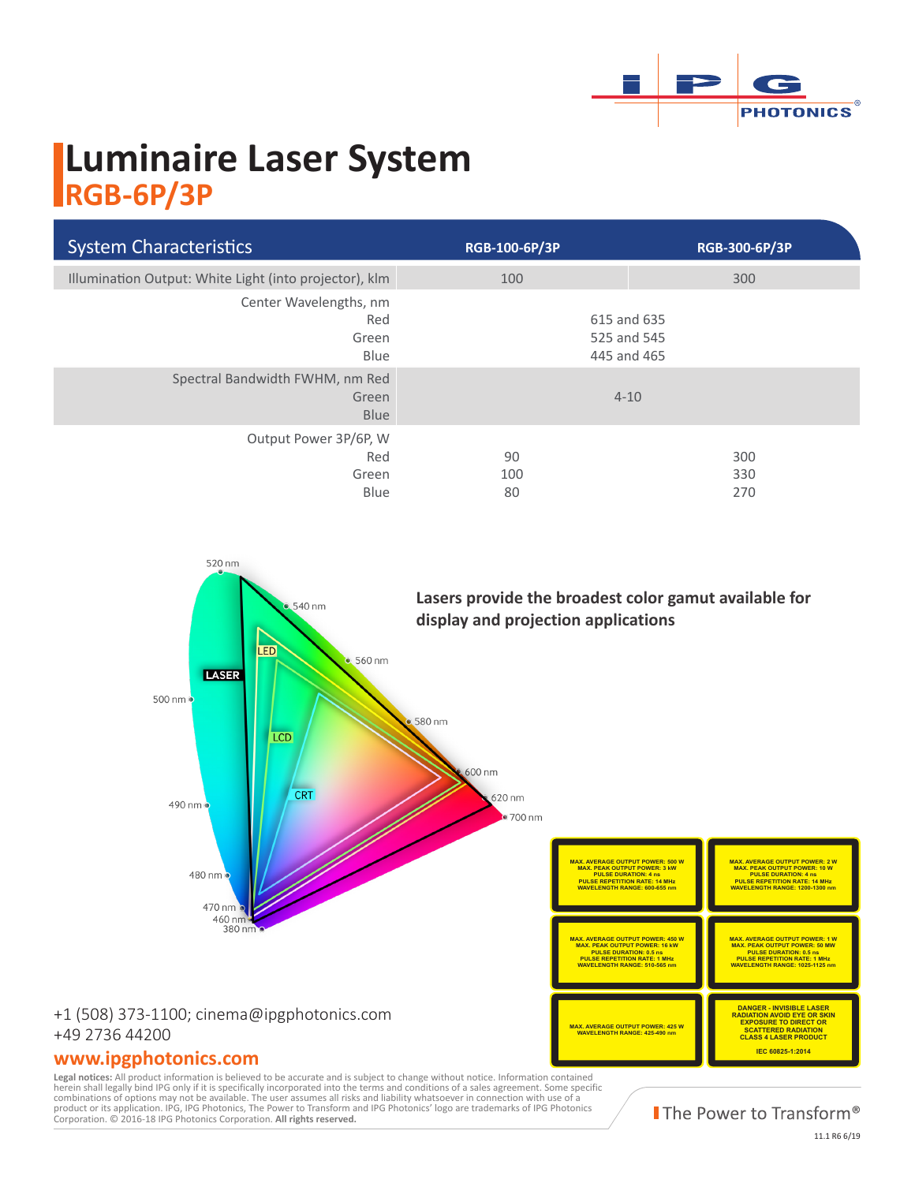# Luminaire Laser System

## RGB-6P/3P

| System Characteristics | RGB-100-6P/3P | RGB-300-6P/3P |
|---|---|---|
| Illumination Output: White Light (into projector), klm | 100 | 300 |
| Center Wavelengths, nm | | |
| Red | 615 and 635 | |
| Green | 525 and 545 | |
| Blue | 445 and 465 | |
| Spectral Bandwidth FWHM, nm Red, Green, Blue | 4-10 | |
| Output Power 3P/6P, W | | |
| Red | 90 | 300 |
| Green | 100 | 330 |
| Blue | 80 | 270 |

520 nm
540 nm
560 nm
580 nm
600 nm
620 nm
700 nm
500 nm
490 nm
480 nm
470 nm
460 nm
380 nm
LASER
LED
LCD
CRT

**Lasers provide the broadest color gamut available for display and projection applications**

MAX. AVERAGE OUTPUT POWER: 500 W
MAX. PEAK OUTPUT POWER: 3 kW
PULSE DURATION: 4 ns
PULSE REPETITION RATE: 14 MHz
WAVELENGTH RANGE: 600-655 nm

MAX. AVERAGE OUTPUT POWER: 2 W
MAX. PEAK OUTPUT POWER: 10 W
PULSE DURATION: 4 ns
PULSE REPETITION RATE: 14 MHz
WAVELENGTH RANGE: 1200-1300 nm

MAX. AVERAGE OUTPUT POWER: 450 W
MAX. PEAK OUTPUT POWER: 16 kW
PULSE DURATION: 0.5 ns
PULSE REPETITION RATE: 1 MHz
WAVELENGTH RANGE: 510-565 nm

MAX. AVERAGE OUTPUT POWER: 1 W
MAX. PEAK OUTPUT POWER: 50 MW
PULSE DURATION: 0.5 ns
PULSE REPETITION RATE: 1 MHz
WAVELENGTH RANGE: 1025-1125 nm

MAX. AVERAGE OUTPUT POWER: 425 W
WAVELENGTH RANGE: 425-490 nm

DANGER - INVISIBLE LASER RADIATION AVOID EYE OR SKIN EXPOSURE TO DIRECT OR SCATTERED RADIATION
CLASS 4 LASER PRODUCT
IEC 60825-1:2014

+1 (508) 373-1100; cinema@ipgphotonics.com
+49 2736 44200

**www.ipgphotonics.com**

**Legal notices:** All product information is believed to be accurate and is subject to change without notice. Information contained herein shall legally bind IPG only if it is specifically incorporated into the terms and conditions of a sales agreement. Some specific combinations of options may not be available. The user assumes all risks and liability whatsoever in connection with use of a product or its application. IPG, IPG Photonics, The Power to Transform and IPG Photonics' logo are trademarks of IPG Photonics Corporation. © 2016-18 IPG Photonics Corporation. **All rights reserved.**

The Power to Transform®

11.1 R6 6/19